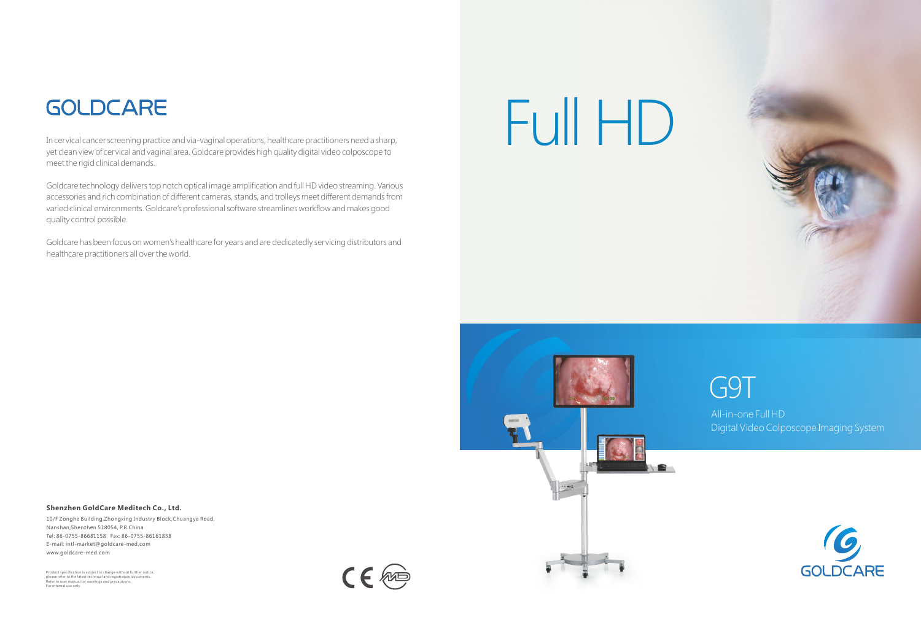# GOLDCARE

In cervical cancer screening practice and via-vaginal operations, healthcare practitioners need a sharp, yet clean view of cervical and vaginal area. Goldcare provides high quality digital video colposcope to meet the rigid clinical demands.

Goldcare technology delivers top notch optical image amplification and full HD video streaming. Various accessories and rich combination of different cameras, stands, and trolleys meet different demands from varied clinical environments. Goldcare's professional software streamlines workflow and makes good quality control possible.

Goldcare has been focus on women's healthcare for years and are dedicatedly servicing distributors and healthcare practitioners all over the world.

**Shenzhen GoldCare Meditech Co., Ltd.**

10/F Zonghe Building,Zhongxing Industry Block,Chuangye Road,
Nanshan,Shenzhen 518054, P.R.China
Tel: 86-0755-86681158 Fax: 86-0755-86161838
E-mail: intl-market@goldcare-med.com
www.goldcare-med.com

Product specification is subject to change without further notice, please refer to the latest technical and registration documents.
Refer to user manual for warnings and precautions.
For internal use only.

# Full HD

## G9T

All-in-one Full HD
Digital Video Colposcope Imaging System

GOLDCARE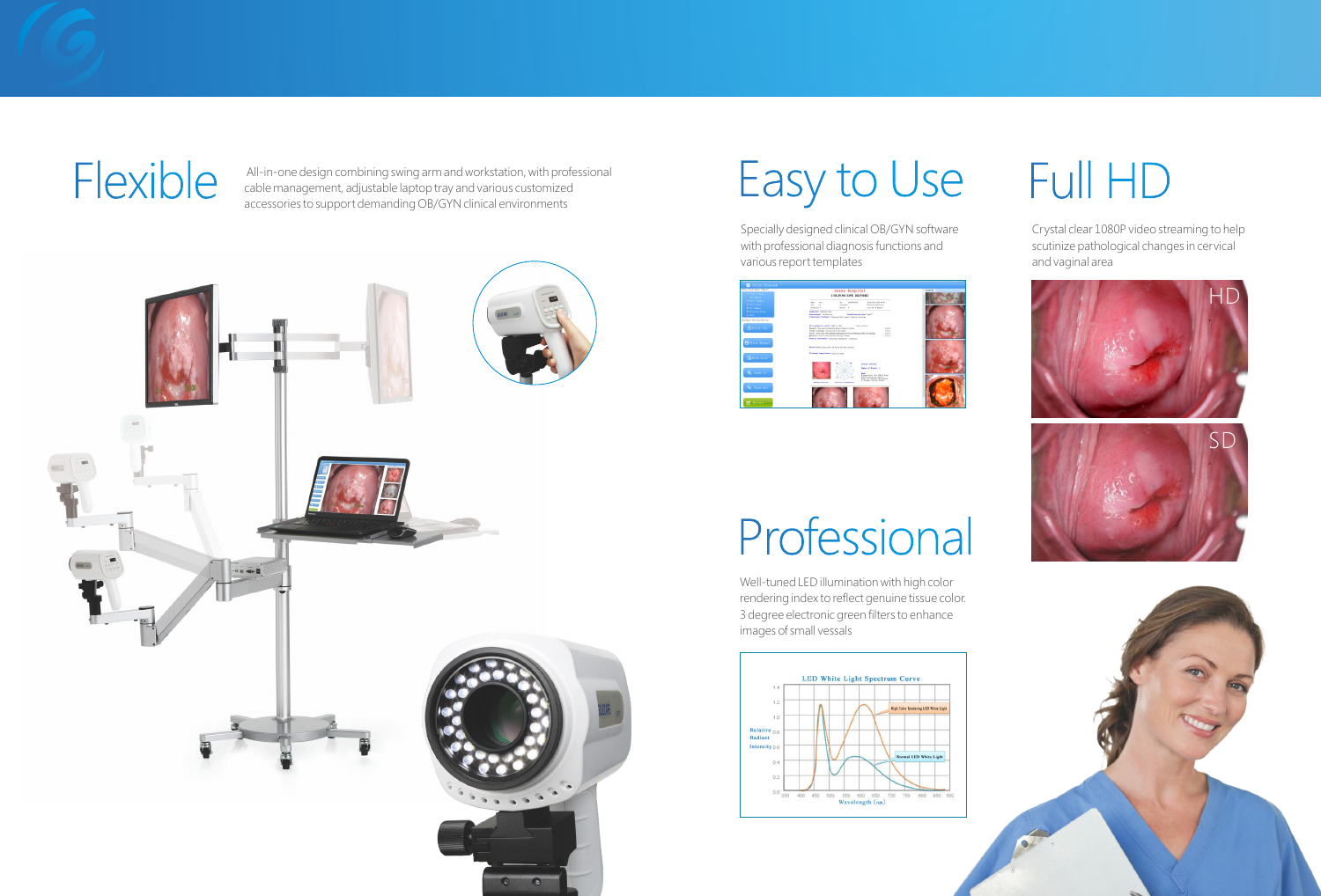# Flexible

All-in-one design combining swing arm and workstation, with professional cable management, adjustable laptop tray and various customized accessories to support demanding OB/GYN clinical environments

# Easy to Use

Specially designed clinical OB/GYN software with professional diagnosis functions and various report templates

# Full HD

Crystal clear 1080P video streaming to help scutinize pathological changes in cervical and vaginal area

HD

SD

# Professional

Well-tuned LED illumination with high color rendering index to reflect genuine tissue color. 3 degree electronic green filters to enhance images of small vessals

LED White Light Spectrum Curve

Relative Radiant Intensity

1.4
1.2
1.0
0.8
0.6
0.4
0.2
0.0

350 400 450 500 550 600 650 700 750 800 850 900

Wavelength (nm)

High Color Rendering LED White Light

Normal LED White Light